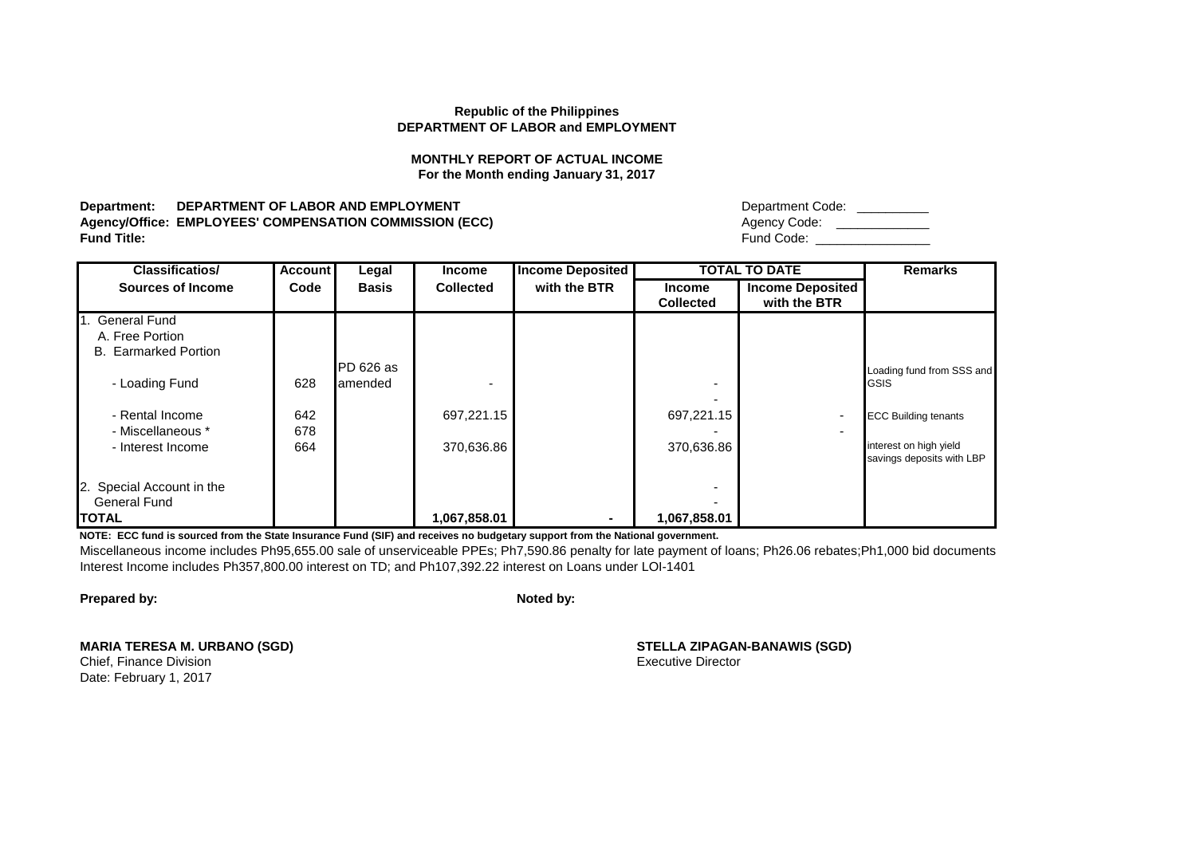**Republic of the Philippines**
**DEPARTMENT OF LABOR and EMPLOYMENT**

**MONTHLY REPORT OF ACTUAL INCOME**
**For the Month ending January 31, 2017**

**Department: DEPARTMENT OF LABOR AND EMPLOYMENT** Department Code: __________
**Agency/Office: EMPLOYEES' COMPENSATION COMMISSION (ECC)** Agency Code: ____________
**Fund Title:** Fund Code: ________________

| Classificatios/ Sources of Income | Account Code | Legal Basis | Income Collected | Income Deposited with the BTR | TOTAL TO DATE | | Remarks |
|---|---|---|---|---|---|---|---|
| | | | | | Income Collected | Income Deposited with the BTR | |
| 1. General Fund | | | | | | | |
| A. Free Portion | | | | | | | |
| B. Earmarked Portion | | | | | | | |
| - Loading Fund | 628 | PD 626 as amended | - | | - | | Loading fund from SSS and GSIS |
| | | | | | - | | |
| - Rental Income | 642 | | 697,221.15 | | 697,221.15 | - | ECC Building tenants |
| - Miscellaneous * | 678 | | | | - | - | |
| - Interest Income | 664 | | 370,636.86 | | 370,636.86 | | interest on high yield savings deposits with LBP |
| 2. Special Account in the General Fund | | | | | - | | |
| | | | | | - | | |
| **TOTAL** | | | **1,067,858.01** | **-** | **1,067,858.01** | | |

**NOTE: ECC fund is sourced from the State Insurance Fund (SIF) and receives no budgetary support from the National government.**

Miscellaneous income includes Ph95,655.00 sale of unserviceable PPEs; Ph7,590.86 penalty for late payment of loans; Ph26.06 rebates;Ph1,000 bid documents

Interest Income includes Ph357,800.00 interest on TD; and Ph107,392.22 interest on Loans under LOI-1401

**Prepared by:** **Noted by:**

**MARIA TERESA M. URBANO (SGD)**
Chief, Finance Division
Date: February 1, 2017

**STELLA ZIPAGAN-BANAWIS (SGD)**
Executive Director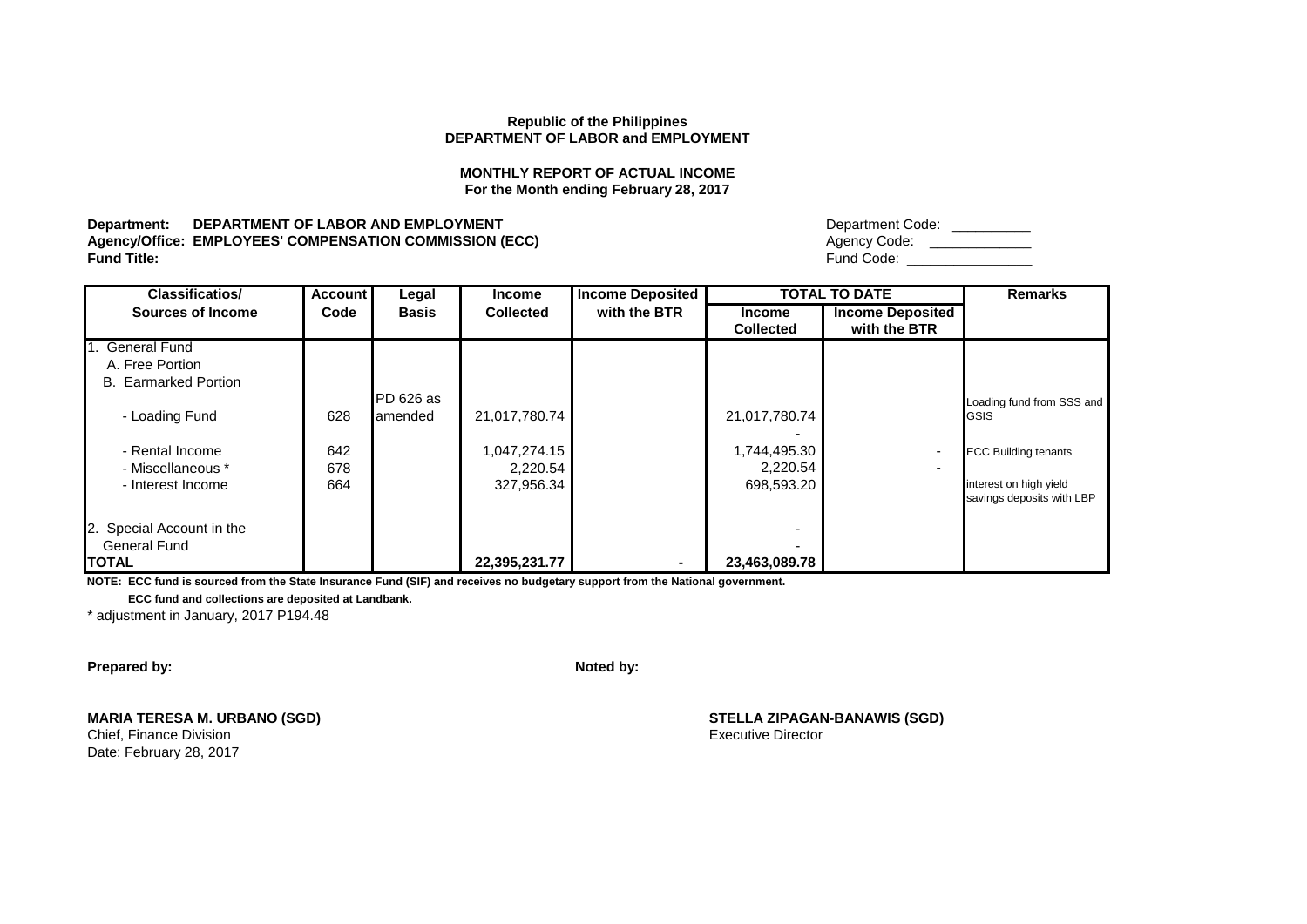**Republic of the Philippines**
**DEPARTMENT OF LABOR and EMPLOYMENT**

**MONTHLY REPORT OF ACTUAL INCOME**
**For the Month ending February 28, 2017**

**Department: DEPARTMENT OF LABOR AND EMPLOYMENT** Department Code: __________
**Agency/Office: EMPLOYEES' COMPENSATION COMMISSION (ECC)** Agency Code: _____________
**Fund Title:** Fund Code: ________________

| Classificatios/ Sources of Income | Account Code | Legal Basis | Income Collected | Income Deposited with the BTR | TOTAL TO DATE | | Remarks |
|---|---|---|---|---|---|---|---|
| | | | | | Income Collected | Income Deposited with the BTR | |
| 1. General Fund | | | | | | | |
| A. Free Portion | | | | | | | |
| B. Earmarked Portion | | | | | | | |
| - Loading Fund | 628 | PD 626 as amended | 21,017,780.74 | | 21,017,780.74 | | Loading fund from SSS and GSIS |
| | | | | | - | | |
| - Rental Income | 642 | | 1,047,274.15 | | 1,744,495.30 | - | ECC Building tenants |
| - Miscellaneous * | 678 | | 2,220.54 | | 2,220.54 | - | |
| - Interest Income | 664 | | 327,956.34 | | 698,593.20 | | interest on high yield savings deposits with LBP |
| 2. Special Account in the General Fund | | | | | - | | |
| | | | | | - | | |
| **TOTAL** | | | **22,395,231.77** | **-** | **23,463,089.78** | | |

**NOTE: ECC fund is sourced from the State Insurance Fund (SIF) and receives no budgetary support from the National government.**
**ECC fund and collections are deposited at Landbank.**

* adjustment in January, 2017 P194.48

**Prepared by:**

**MARIA TERESA M. URBANO (SGD)**
Chief, Finance Division
Date: February 28, 2017

**Noted by:**

**STELLA ZIPAGAN-BANAWIS (SGD)**
Executive Director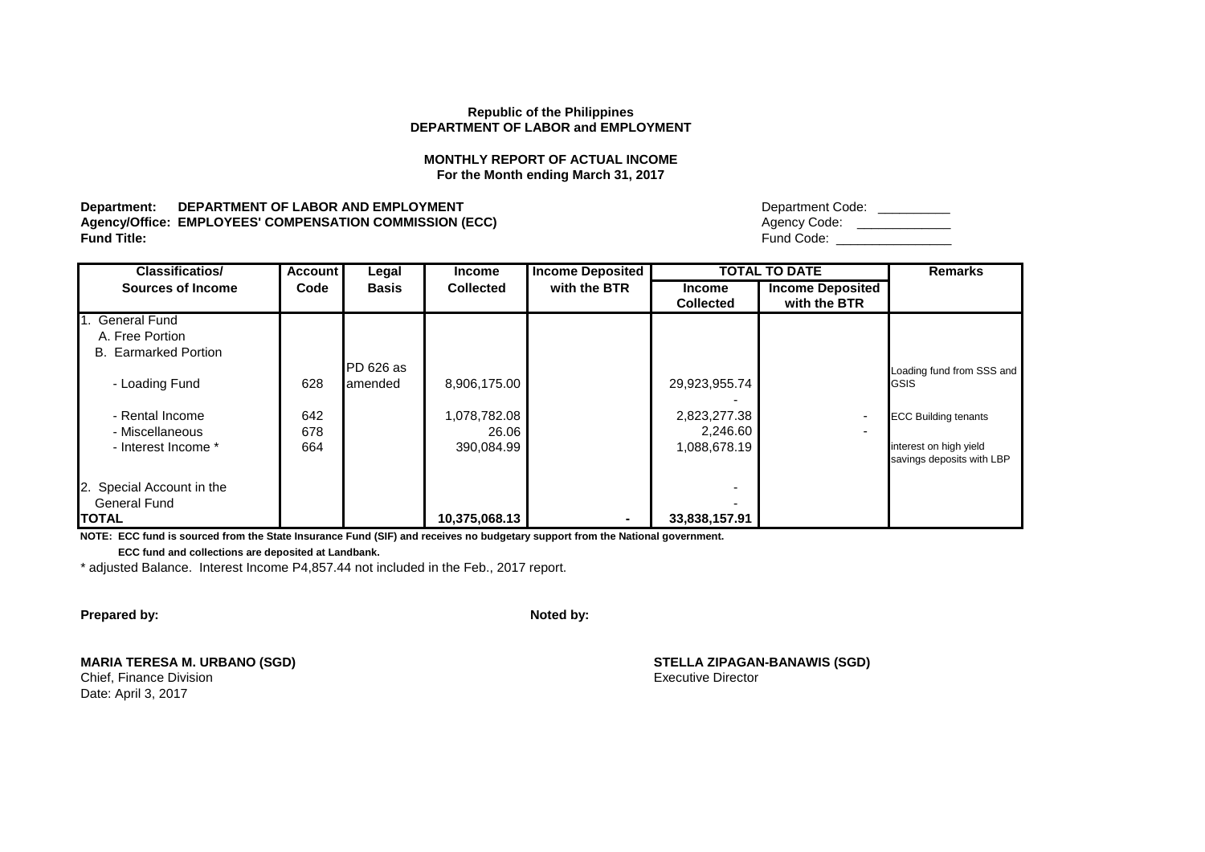**Republic of the Philippines**
**DEPARTMENT OF LABOR and EMPLOYMENT**

**MONTHLY REPORT OF ACTUAL INCOME**
**For the Month ending March 31, 2017**

**Department:** **DEPARTMENT OF LABOR AND EMPLOYMENT** Department Code: __________
**Agency/Office: EMPLOYEES' COMPENSATION COMMISSION (ECC)** Agency Code: _____________
**Fund Title:** Fund Code: ________________

| Classificatios/ Sources of Income | Account Code | Legal Basis | Income Collected | Income Deposited with the BTR | TOTAL TO DATE | | Remarks |
|---|---|---|---|---|---|---|---|
| | | | | | Income Collected | Income Deposited with the BTR | |
| 1. General Fund | | | | | | | |
| A. Free Portion | | | | | | | |
| B. Earmarked Portion | | | | | | | |
| - Loading Fund | 628 | PD 626 as amended | 8,906,175.00 | | 29,923,955.74 | | Loading fund from SSS and GSIS |
| | | | | | - | | |
| - Rental Income | 642 | | 1,078,782.08 | | 2,823,277.38 | - | ECC Building tenants |
| - Miscellaneous | 678 | | 26.06 | | 2,246.60 | - | |
| - Interest Income * | 664 | | 390,084.99 | | 1,088,678.19 | | interest on high yield savings deposits with LBP |
| 2. Special Account in the General Fund | | | | | - | | |
| | | | | | - | | |
| **TOTAL** | | | **10,375,068.13** | - | **33,838,157.91** | | |

**NOTE: ECC fund is sourced from the State Insurance Fund (SIF) and receives no budgetary support from the National government.**
**ECC fund and collections are deposited at Landbank.**

* adjusted Balance. Interest Income P4,857.44 not included in the Feb., 2017 report.

**Prepared by:**

**MARIA TERESA M. URBANO (SGD)**
Chief, Finance Division
Date: April 3, 2017

**Noted by:**

**STELLA ZIPAGAN-BANAWIS (SGD)**
Executive Director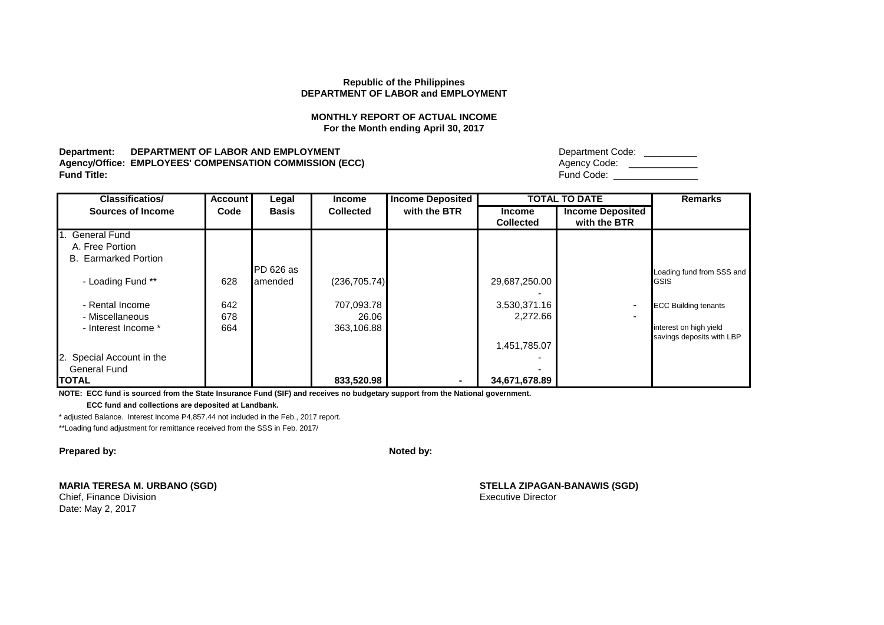**Republic of the Philippines**
**DEPARTMENT OF LABOR and EMPLOYMENT**

**MONTHLY REPORT OF ACTUAL INCOME**
**For the Month ending April 30, 2017**

**Department: DEPARTMENT OF LABOR AND EMPLOYMENT** Department Code: __________
**Agency/Office: EMPLOYEES' COMPENSATION COMMISSION (ECC)** Agency Code: ____________
**Fund Title:** Fund Code: ________________

| Classificatios/ Sources of Income | Account Code | Legal Basis | Income Collected | Income Deposited with the BTR | TOTAL TO DATE | | Remarks |
|---|---|---|---|---|---|---|---|
| | | | | | Income Collected | Income Deposited with the BTR | |
| 1. General Fund | | | | | | | |
| A. Free Portion | | | | | | | |
| B. Earmarked Portion | | | | | | | |
| - Loading Fund ** | 628 | PD 626 as amended | (236,705.74) | | 29,687,250.00 | | Loading fund from SSS and GSIS |
| | | | | | - | | |
| - Rental Income | 642 | | 707,093.78 | | 3,530,371.16 | - | ECC Building tenants |
| - Miscellaneous | 678 | | 26.06 | | 2,272.66 | - | |
| - Interest Income * | 664 | | 363,106.88 | | | | interest on high yield savings deposits with LBP |
| | | | | | 1,451,785.07 | | |
| 2. Special Account in the General Fund | | | | | - | | |
| | | | | | - | | |
| **TOTAL** | | | **833,520.98** | **-** | **34,671,678.89** | | |

**NOTE: ECC fund is sourced from the State Insurance Fund (SIF) and receives no budgetary support from the National government.**

**ECC fund and collections are deposited at Landbank.**

* adjusted Balance. Interest Income P4,857.44 not included in the Feb., 2017 report.

**Loading fund adjustment for remittance received from the SSS in Feb. 2017/

**Prepared by:**

**MARIA TERESA M. URBANO (SGD)**
Chief, Finance Division
Date: May 2, 2017

**Noted by:**

**STELLA ZIPAGAN-BANAWIS (SGD)**
Executive Director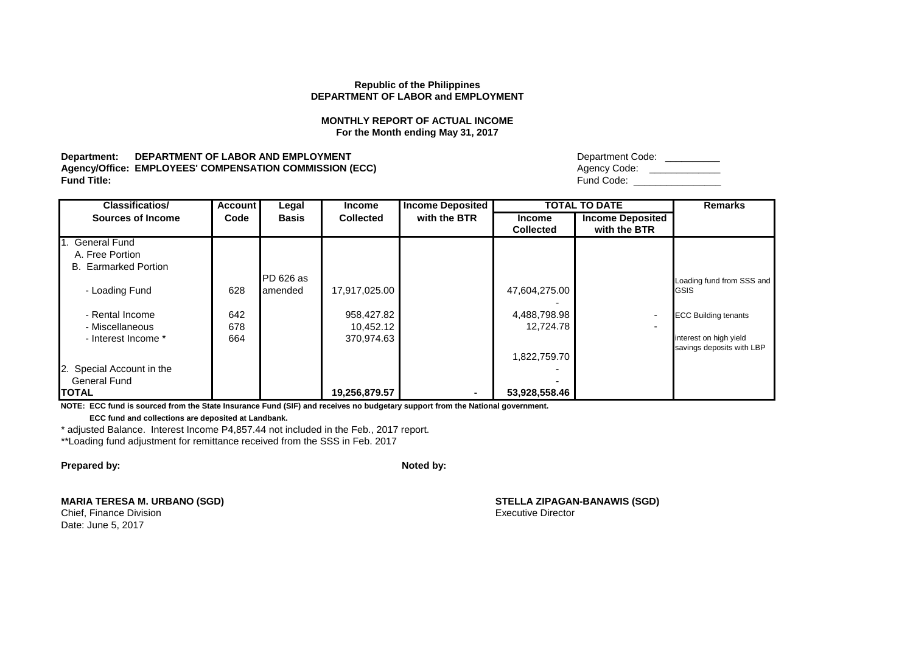**Republic of the Philippines**
**DEPARTMENT OF LABOR and EMPLOYMENT**

**MONTHLY REPORT OF ACTUAL INCOME**
**For the Month ending May 31, 2017**

**Department: DEPARTMENT OF LABOR AND EMPLOYMENT** Department Code: __________
**Agency/Office: EMPLOYEES' COMPENSATION COMMISSION (ECC)** Agency Code: _____________
**Fund Title:** Fund Code: ________________

| Classificatios/ Sources of Income | Account Code | Legal Basis | Income Collected | Income Deposited with the BTR | TOTAL TO DATE | | Remarks |
|---|---|---|---|---|---|---|---|
| | | | | | Income Collected | Income Deposited with the BTR | |
| 1. General Fund | | | | | | | |
| A. Free Portion | | | | | | | |
| B. Earmarked Portion | | | | | | | |
| - Loading Fund | 628 | PD 626 as amended | 17,917,025.00 | | 47,604,275.00 | | Loading fund from SSS and GSIS |
| | | | | | - | | |
| - Rental Income | 642 | | 958,427.82 | | 4,488,798.98 | - | ECC Building tenants |
| - Miscellaneous | 678 | | 10,452.12 | | 12,724.78 | - | |
| - Interest Income * | 664 | | 370,974.63 | | | | interest on high yield savings deposits with LBP |
| | | | | | 1,822,759.70 | | |
| 2. Special Account in the General Fund | | | | | - | | |
| | | | | | - | | |
| **TOTAL** | | | **19,256,879.57** | **-** | **53,928,558.46** | | |

**NOTE: ECC fund is sourced from the State Insurance Fund (SIF) and receives no budgetary support from the National government.**

**ECC fund and collections are deposited at Landbank.**

* adjusted Balance. Interest Income P4,857.44 not included in the Feb., 2017 report.

**Loading fund adjustment for remittance received from the SSS in Feb. 2017

**Prepared by:** **Noted by:**

**MARIA TERESA M. URBANO (SGD)**
Chief, Finance Division
Date: June 5, 2017

**STELLA ZIPAGAN-BANAWIS (SGD)**
Executive Director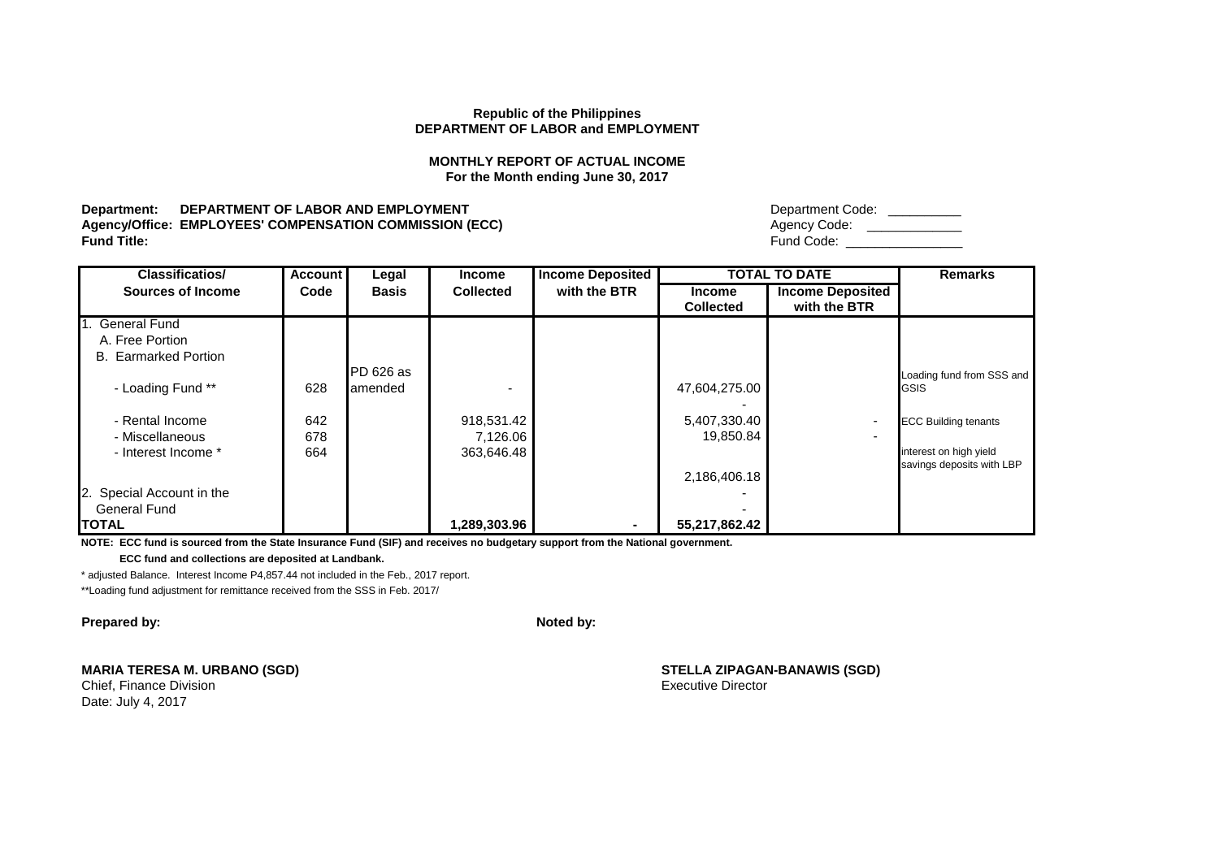**Republic of the Philippines**
**DEPARTMENT OF LABOR and EMPLOYMENT**

**MONTHLY REPORT OF ACTUAL INCOME**
**For the Month ending June 30, 2017**

**Department: DEPARTMENT OF LABOR AND EMPLOYMENT** Department Code: __________
**Agency/Office: EMPLOYEES' COMPENSATION COMMISSION (ECC)** Agency Code: ____________
**Fund Title:** Fund Code: ________________

| Classificatios/ Sources of Income | Account Code | Legal Basis | Income Collected | Income Deposited with the BTR | TOTAL TO DATE | | Remarks |
|---|---|---|---|---|---|---|---|
| | | | | | Income Collected | Income Deposited with the BTR | |
| 1. General Fund | | | | | | | |
| A. Free Portion | | | | | | | |
| B. Earmarked Portion | | | | | | | |
| - Loading Fund ** | 628 | PD 626 as amended | - | | 47,604,275.00 | | Loading fund from SSS and GSIS |
| | | | | | - | | |
| - Rental Income | 642 | | 918,531.42 | | 5,407,330.40 | - | ECC Building tenants |
| - Miscellaneous | 678 | | 7,126.06 | | 19,850.84 | - | |
| - Interest Income * | 664 | | 363,646.48 | | | | interest on high yield savings deposits with LBP |
| | | | | | 2,186,406.18 | | |
| 2. Special Account in the General Fund | | | | | - | | |
| | | | | | - | | |
| **TOTAL** | | | **1,289,303.96** | **-** | **55,217,862.42** | | |

**NOTE: ECC fund is sourced from the State Insurance Fund (SIF) and receives no budgetary support from the National government.**

**ECC fund and collections are deposited at Landbank.**

* adjusted Balance. Interest Income P4,857.44 not included in the Feb., 2017 report.

**Loading fund adjustment for remittance received from the SSS in Feb. 2017/

**Prepared by:** **Noted by:**

**MARIA TERESA M. URBANO (SGD)**
Chief, Finance Division
Date: July 4, 2017

**STELLA ZIPAGAN-BANAWIS (SGD)**
Executive Director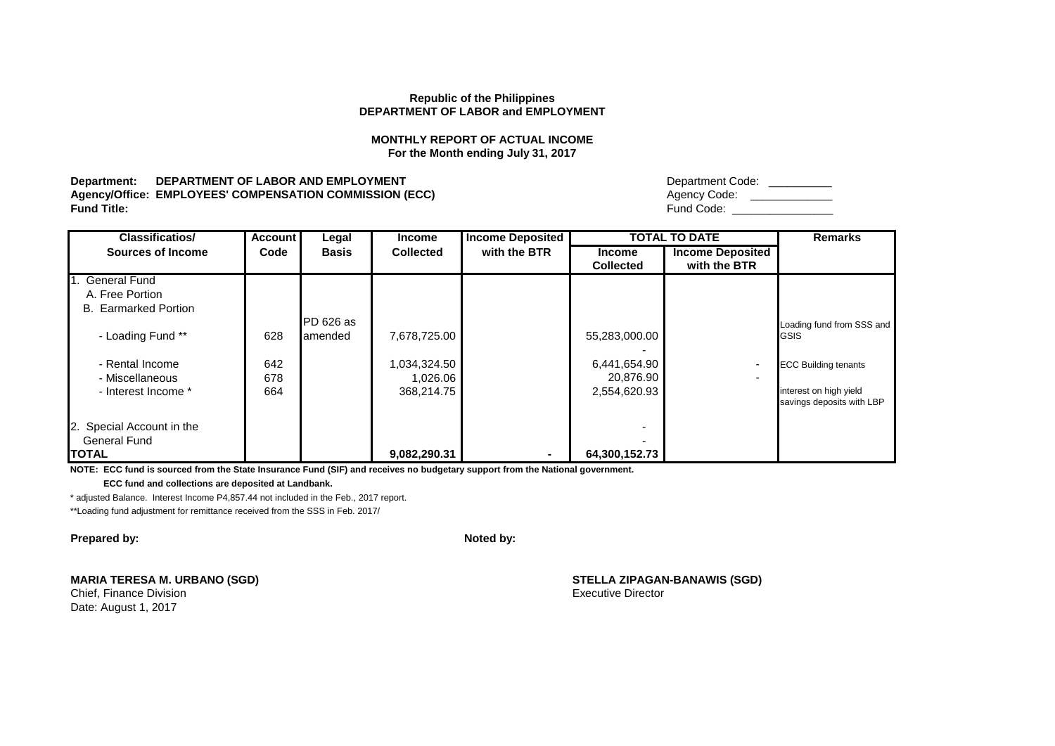**Republic of the Philippines**
**DEPARTMENT OF LABOR and EMPLOYMENT**

**MONTHLY REPORT OF ACTUAL INCOME**
**For the Month ending July 31, 2017**

**Department:** **DEPARTMENT OF LABOR AND EMPLOYMENT** Department Code: __________
**Agency/Office: EMPLOYEES' COMPENSATION COMMISSION (ECC)** Agency Code: _____________
**Fund Title:** Fund Code: ________________

| Classificatios/ Sources of Income | Account Code | Legal Basis | Income Collected | Income Deposited with the BTR | TOTAL TO DATE | | Remarks |
|---|---|---|---|---|---|---|---|
| | | | | | Income Collected | Income Deposited with the BTR | |
| 1. General Fund | | | | | | | |
| A. Free Portion | | | | | | | |
| B. Earmarked Portion | | | | | | | |
| - Loading Fund ** | 628 | PD 626 as amended | 7,678,725.00 | | 55,283,000.00 | | Loading fund from SSS and GSIS |
| | | | | | - | | |
| - Rental Income | 642 | | 1,034,324.50 | | 6,441,654.90 | - | ECC Building tenants |
| - Miscellaneous | 678 | | 1,026.06 | | 20,876.90 | - | |
| - Interest Income * | 664 | | 368,214.75 | | 2,554,620.93 | | interest on high yield savings deposits with LBP |
| 2. Special Account in the | | | | | - | | |
| General Fund | | | | | - | | |
| **TOTAL** | | | **9,082,290.31** | **-** | **64,300,152.73** | | |

**NOTE: ECC fund is sourced from the State Insurance Fund (SIF) and receives no budgetary support from the National government.**

**ECC fund and collections are deposited at Landbank.**

* adjusted Balance. Interest Income P4,857.44 not included in the Feb., 2017 report.

**Loading fund adjustment for remittance received from the SSS in Feb. 2017/

**Prepared by:**

**MARIA TERESA M. URBANO (SGD)**
Chief, Finance Division
Date: August 1, 2017

**Noted by:**

**STELLA ZIPAGAN-BANAWIS (SGD)**
Executive Director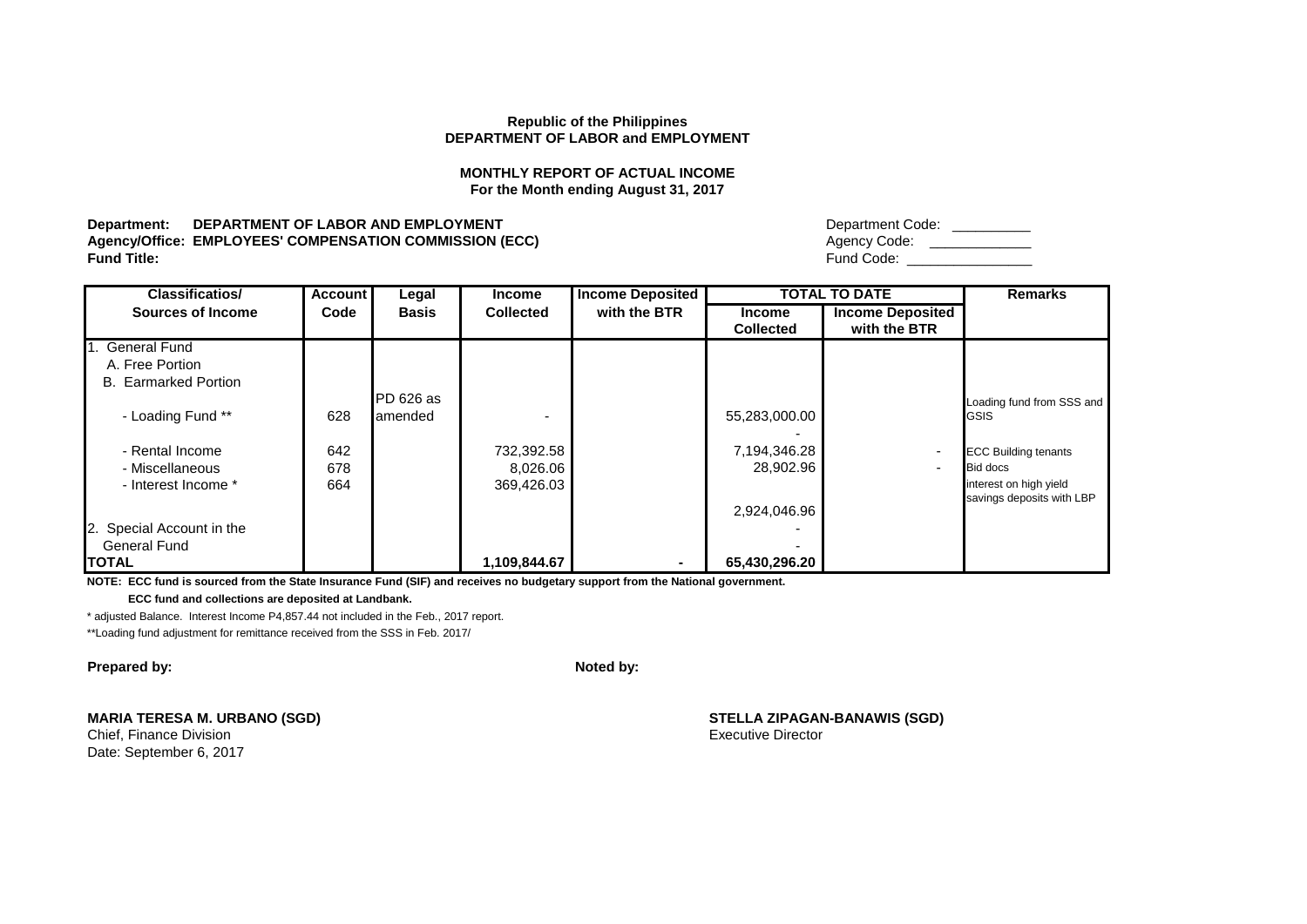**Republic of the Philippines**
**DEPARTMENT OF LABOR and EMPLOYMENT**

**MONTHLY REPORT OF ACTUAL INCOME**
**For the Month ending August 31, 2017**

**Department: DEPARTMENT OF LABOR AND EMPLOYMENT** Department Code: __________
**Agency/Office: EMPLOYEES' COMPENSATION COMMISSION (ECC)** Agency Code: ____________
**Fund Title:** Fund Code: ________________

| Classificatios/ Sources of Income | Account Code | Legal Basis | Income Collected | Income Deposited with the BTR | TOTAL TO DATE | | Remarks |
|---|---|---|---|---|---|---|---|
| | | | | | Income Collected | Income Deposited with the BTR | |
| 1. General Fund | | | | | | | |
| A. Free Portion | | | | | | | |
| B. Earmarked Portion | | | | | | | |
| - Loading Fund ** | 628 | PD 626 as amended | - | | 55,283,000.00 | | Loading fund from SSS and GSIS |
| | | | | | - | | |
| - Rental Income | 642 | | 732,392.58 | | 7,194,346.28 | - | ECC Building tenants |
| - Miscellaneous | 678 | | 8,026.06 | | 28,902.96 | - | Bid docs |
| - Interest Income * | 664 | | 369,426.03 | | | | interest on high yield savings deposits with LBP |
| | | | | | 2,924,046.96 | | |
| 2. Special Account in the General Fund | | | | | - | | |
| | | | | | - | | |
| **TOTAL** | | | **1,109,844.67** | **-** | **65,430,296.20** | | |

**NOTE: ECC fund is sourced from the State Insurance Fund (SIF) and receives no budgetary support from the National government.**
**ECC fund and collections are deposited at Landbank.**

* adjusted Balance. Interest Income P4,857.44 not included in the Feb., 2017 report.

**Loading fund adjustment for remittance received from the SSS in Feb. 2017/

**Prepared by:**

**MARIA TERESA M. URBANO (SGD)**
Chief, Finance Division
Date: September 6, 2017

**Noted by:**

**STELLA ZIPAGAN-BANAWIS (SGD)**
Executive Director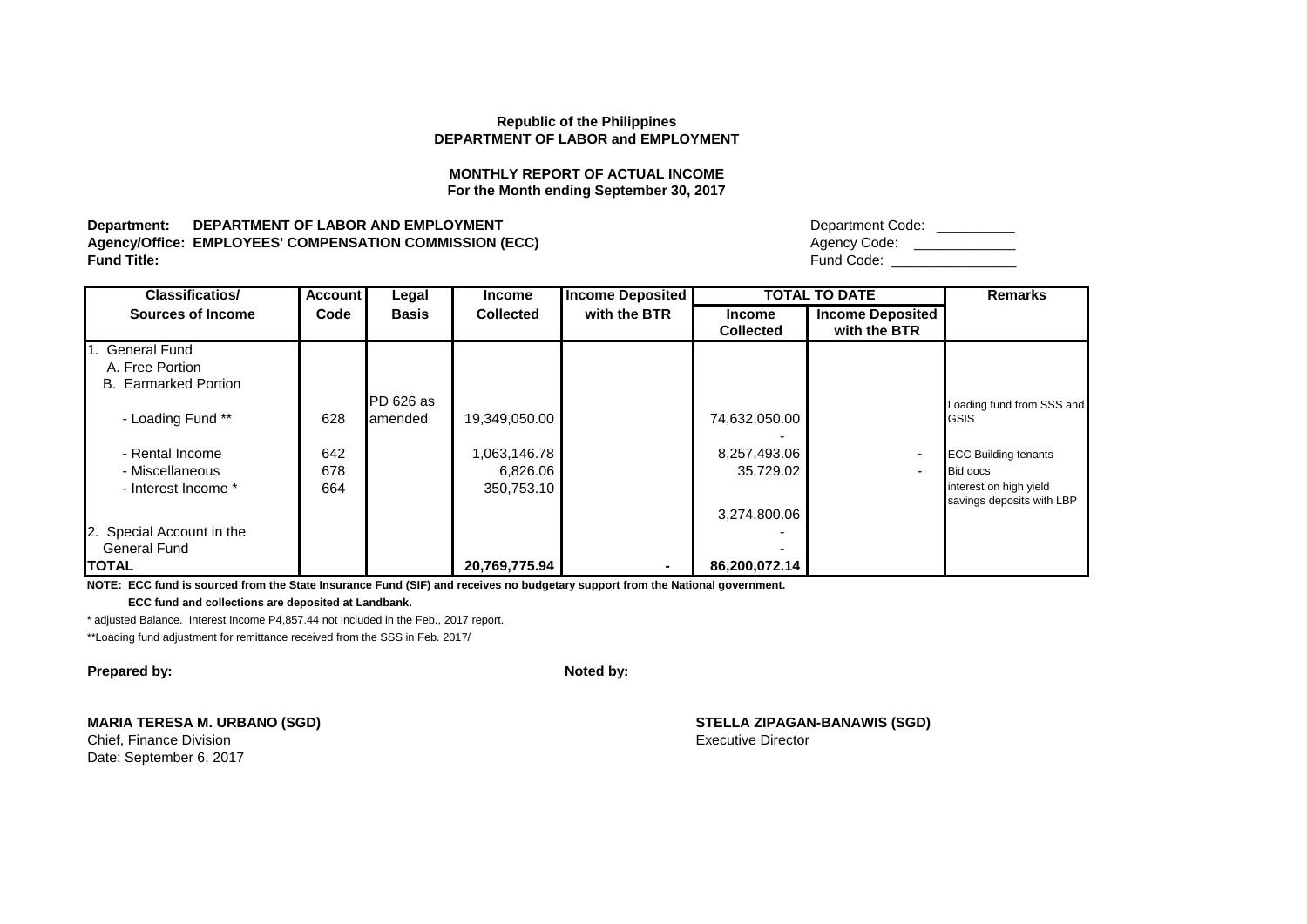**Republic of the Philippines**
**DEPARTMENT OF LABOR and EMPLOYMENT**

**MONTHLY REPORT OF ACTUAL INCOME**
**For the Month ending September 30, 2017**

**Department: DEPARTMENT OF LABOR AND EMPLOYMENT** Department Code: __________
**Agency/Office: EMPLOYEES' COMPENSATION COMMISSION (ECC)** Agency Code: ____________
**Fund Title:** Fund Code: ________________

| Classificatios/ Sources of Income | Account Code | Legal Basis | Income Collected | Income Deposited with the BTR | TOTAL TO DATE | | Remarks |
|---|---|---|---|---|---|---|---|
| | | | | | Income Collected | Income Deposited with the BTR | |
| 1. General Fund | | | | | | | |
| A. Free Portion | | | | | | | |
| B. Earmarked Portion | | | | | | | |
| - Loading Fund ** | 628 | PD 626 as amended | 19,349,050.00 | | 74,632,050.00 | | Loading fund from SSS and GSIS |
| | | | | | - | | |
| - Rental Income | 642 | | 1,063,146.78 | | 8,257,493.06 | - | ECC Building tenants |
| - Miscellaneous | 678 | | 6,826.06 | | 35,729.02 | - | Bid docs |
| - Interest Income * | 664 | | 350,753.10 | | | | interest on high yield savings deposits with LBP |
| | | | | | 3,274,800.06 | | |
| 2. Special Account in the | | | | | - | | |
| General Fund | | | | | - | | |
| **TOTAL** | | | **20,769,775.94** | **-** | **86,200,072.14** | | |

**NOTE: ECC fund is sourced from the State Insurance Fund (SIF) and receives no budgetary support from the National government.**

**ECC fund and collections are deposited at Landbank.**

* adjusted Balance. Interest Income P4,857.44 not included in the Feb., 2017 report.

**Loading fund adjustment for remittance received from the SSS in Feb. 2017/

**Prepared by:** **Noted by:**

**MARIA TERESA M. URBANO (SGD)**
Chief, Finance Division
Date: September 6, 2017

**STELLA ZIPAGAN-BANAWIS (SGD)**
Executive Director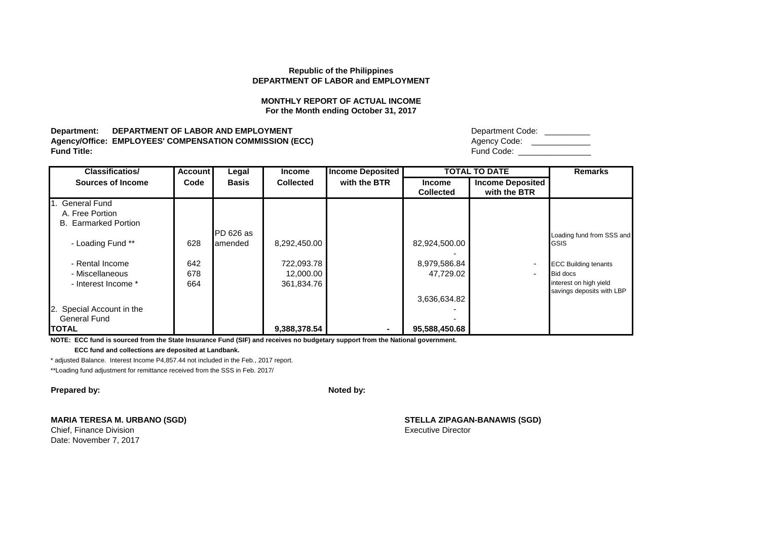**Republic of the Philippines**
**DEPARTMENT OF LABOR and EMPLOYMENT**

**MONTHLY REPORT OF ACTUAL INCOME**
**For the Month ending October 31, 2017**

**Department: DEPARTMENT OF LABOR AND EMPLOYMENT** Department Code: __________
**Agency/Office: EMPLOYEES' COMPENSATION COMMISSION (ECC)** Agency Code: ____________
**Fund Title:** Fund Code: ________________

| Classificatios/ Sources of Income | Account Code | Legal Basis | Income Collected | Income Deposited with the BTR | TOTAL TO DATE | | Remarks |
|---|---|---|---|---|---|---|---|
| | | | | | Income Collected | Income Deposited with the BTR | |
| 1. General Fund | | | | | | | |
| A. Free Portion | | | | | | | |
| B. Earmarked Portion | | | | | | | |
| - Loading Fund ** | 628 | PD 626 as amended | 8,292,450.00 | | 82,924,500.00 | | Loading fund from SSS and GSIS |
| | | | | | - | | |
| - Rental Income | 642 | | 722,093.78 | | 8,979,586.84 | - | ECC Building tenants |
| - Miscellaneous | 678 | | 12,000.00 | | 47,729.02 | - | Bid docs |
| - Interest Income * | 664 | | 361,834.76 | | | | interest on high yield savings deposits with LBP |
| | | | | | 3,636,634.82 | | |
| 2. Special Account in the | | | | | - | | |
| General Fund | | | | | - | | |
| **TOTAL** | | | **9,388,378.54** | **-** | **95,588,450.68** | | |

**NOTE: ECC fund is sourced from the State Insurance Fund (SIF) and receives no budgetary support from the National government.**
**ECC fund and collections are deposited at Landbank.**

\* adjusted Balance. Interest Income P4,857.44 not included in the Feb., 2017 report.

**Loading fund adjustment for remittance received from the SSS in Feb. 2017/

**Prepared by:**

**MARIA TERESA M. URBANO (SGD)**
Chief, Finance Division
Date: November 7, 2017

**Noted by:**

**STELLA ZIPAGAN-BANAWIS (SGD)**
Executive Director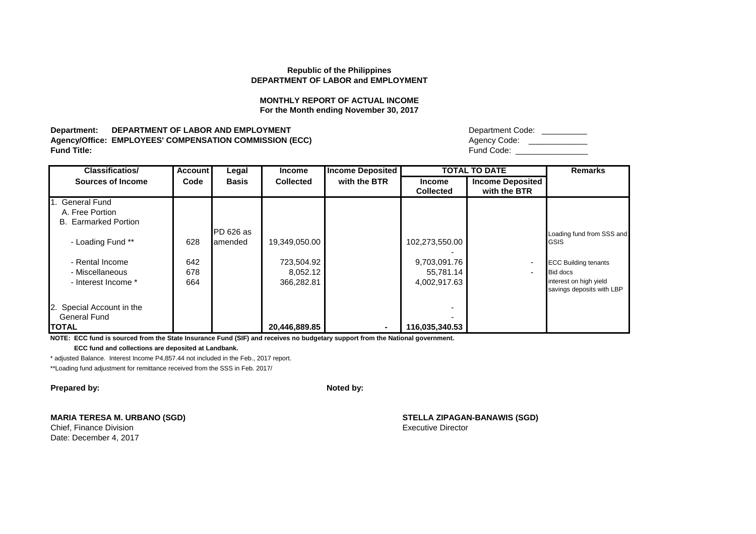**Republic of the Philippines**
**DEPARTMENT OF LABOR and EMPLOYMENT**

**MONTHLY REPORT OF ACTUAL INCOME**
**For the Month ending November 30, 2017**

**Department: DEPARTMENT OF LABOR AND EMPLOYMENT** Department Code: __________
**Agency/Office: EMPLOYEES' COMPENSATION COMMISSION (ECC)** Agency Code: ____________
**Fund Title:** Fund Code: ________________

| Classificatios/ Sources of Income | Account Code | Legal Basis | Income Collected | Income Deposited with the BTR | TOTAL TO DATE | | Remarks |
|---|---|---|---|---|---|---|---|
| | | | | | Income Collected | Income Deposited with the BTR | |
| 1. General Fund | | | | | | | |
| A. Free Portion | | | | | | | |
| B. Earmarked Portion | | | | | | | |
| - Loading Fund ** | 628 | PD 626 as amended | 19,349,050.00 | | 102,273,550.00 | | Loading fund from SSS and GSIS |
| | | | | | - | | |
| - Rental Income | 642 | | 723,504.92 | | 9,703,091.76 | - | ECC Building tenants |
| - Miscellaneous | 678 | | 8,052.12 | | 55,781.14 | - | Bid docs |
| - Interest Income * | 664 | | 366,282.81 | | 4,002,917.63 | | interest on high yield savings deposits with LBP |
| 2. Special Account in the General Fund | | | | | - | | |
| | | | | | - | | |
| **TOTAL** | | | **20,446,889.85** | **-** | **116,035,340.53** | | |

**NOTE: ECC fund is sourced from the State Insurance Fund (SIF) and receives no budgetary support from the National government.**
**ECC fund and collections are deposited at Landbank.**

* adjusted Balance. Interest Income P4,857.44 not included in the Feb., 2017 report.

**Loading fund adjustment for remittance received from the SSS in Feb. 2017/

**Prepared by:**

**MARIA TERESA M. URBANO (SGD)**
Chief, Finance Division
Date: December 4, 2017

**Noted by:**

**STELLA ZIPAGAN-BANAWIS (SGD)**
Executive Director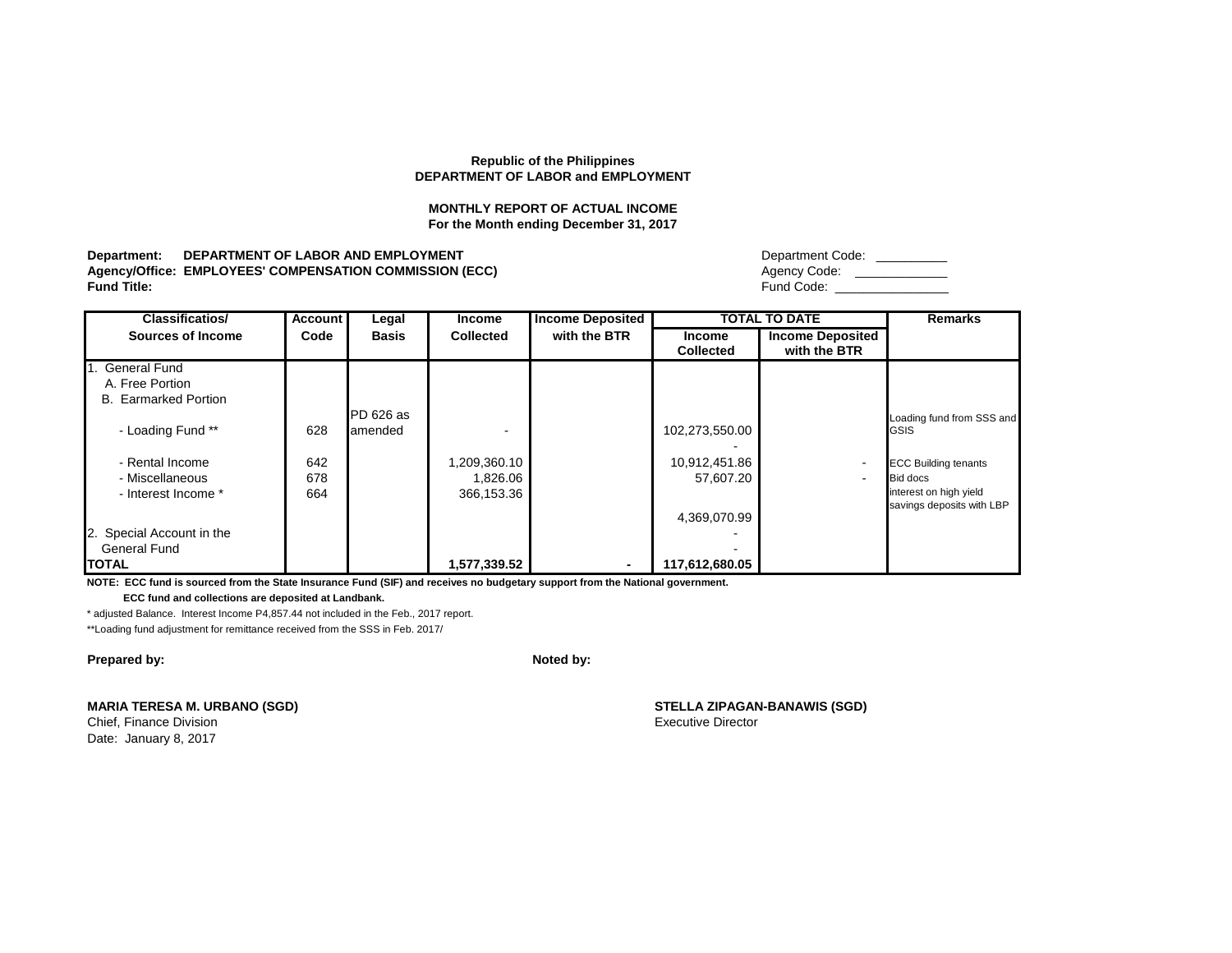**Republic of the Philippines**
**DEPARTMENT OF LABOR and EMPLOYMENT**

**MONTHLY REPORT OF ACTUAL INCOME**
**For the Month ending December 31, 2017**

**Department: DEPARTMENT OF LABOR AND EMPLOYMENT** Department Code: _________
**Agency/Office: EMPLOYEES' COMPENSATION COMMISSION (ECC)** Agency Code: ____________
**Fund Title:** Fund Code: _______________

| Classificatios/ Sources of Income | Account Code | Legal Basis | Income Collected | Income Deposited with the BTR | TOTAL TO DATE | | Remarks |
|---|---|---|---|---|---|---|---|
| | | | | | Income Collected | Income Deposited with the BTR | |
| 1. General Fund | | | | | | | |
| A. Free Portion | | | | | | | |
| B. Earmarked Portion | | | | | | | |
| - Loading Fund ** | 628 | PD 626 as amended | - | | 102,273,550.00 | | Loading fund from SSS and GSIS |
| | | | | | - | | |
| - Rental Income | 642 | | 1,209,360.10 | | 10,912,451.86 | - | ECC Building tenants |
| - Miscellaneous | 678 | | 1,826.06 | | 57,607.20 | - | Bid docs |
| - Interest Income * | 664 | | 366,153.36 | | | | interest on high yield savings deposits with LBP |
| | | | | | 4,369,070.99 | | |
| 2. Special Account in the | | | | | - | | |
| General Fund | | | | | - | | |
| **TOTAL** | | | **1,577,339.52** | **-** | **117,612,680.05** | | |

**NOTE: ECC fund is sourced from the State Insurance Fund (SIF) and receives no budgetary support from the National government.**
**ECC fund and collections are deposited at Landbank.**

* adjusted Balance. Interest Income P4,857.44 not included in the Feb., 2017 report.

**Loading fund adjustment for remittance received from the SSS in Feb. 2017/

**Prepared by:** **Noted by:**

**MARIA TERESA M. URBANO (SGD)**
Chief, Finance Division
Date: January 8, 2017

**STELLA ZIPAGAN-BANAWIS (SGD)**
Executive Director